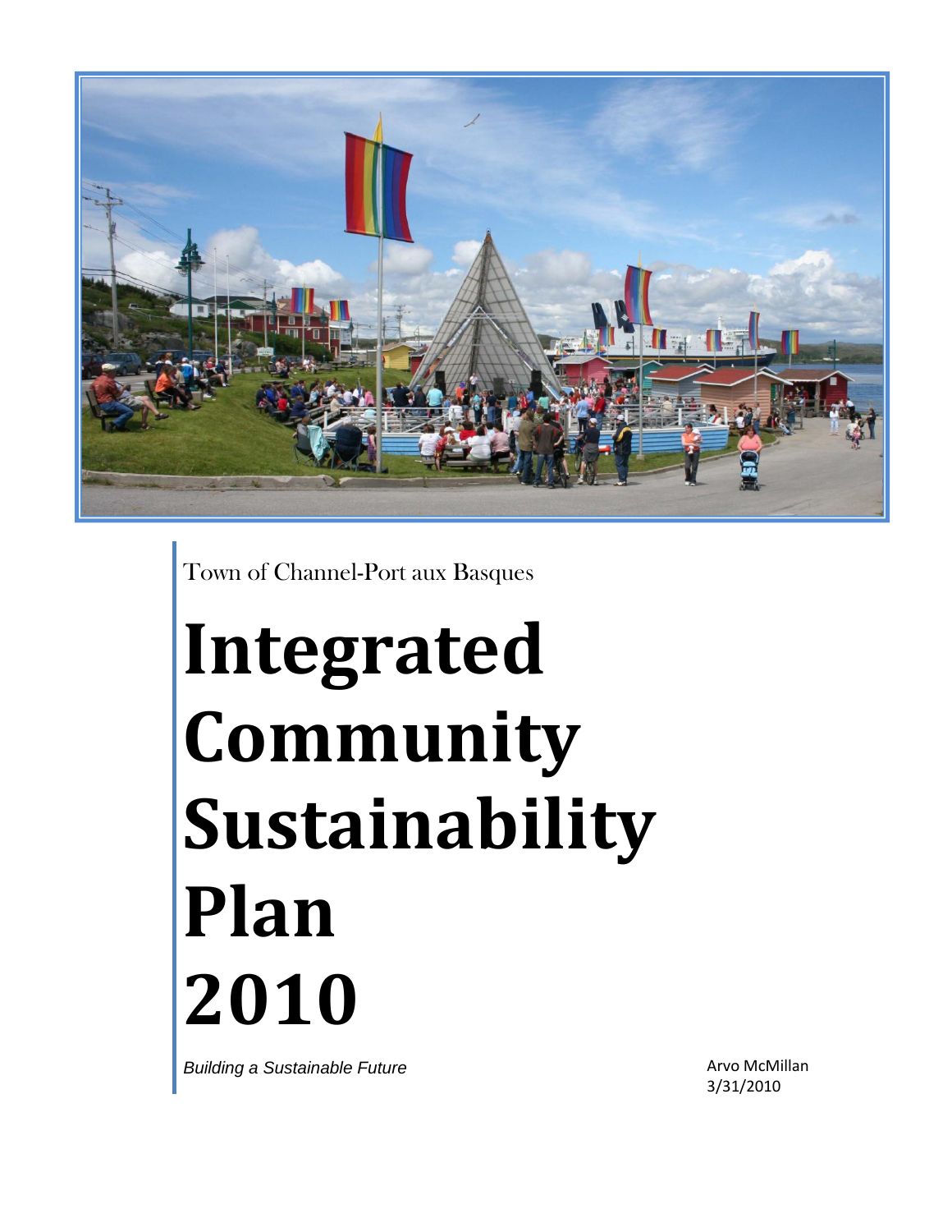Town of Channel-Port aux Basques

# Integrated Community Sustainability Plan 2010

*Building a Sustainable Future*

Arvo McMillan
3/31/2010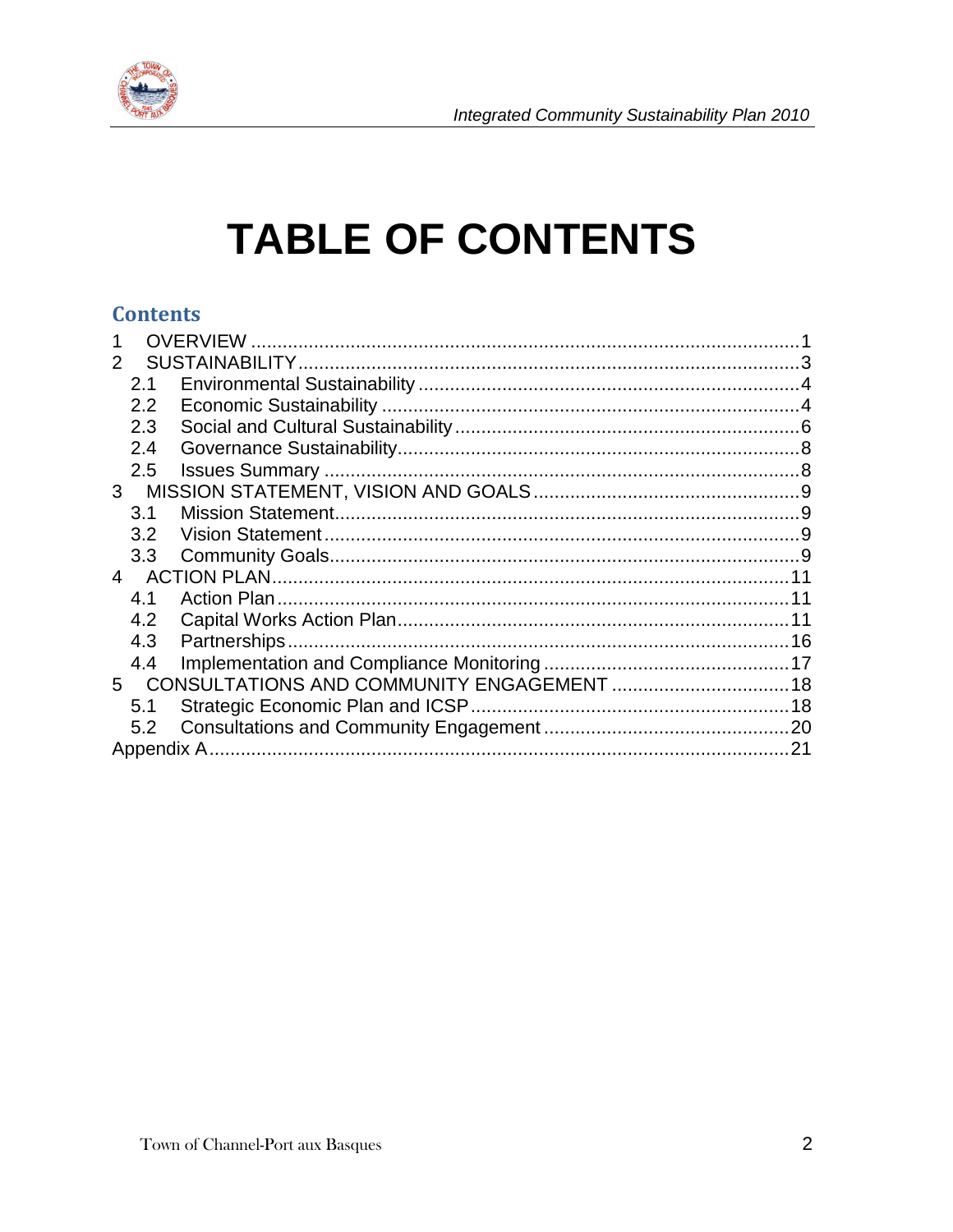# TABLE OF CONTENTS

## Contents

1 OVERVIEW ........................................................................................................ 1
2 SUSTAINABILITY ................................................................................................ 3
  2.1 Environmental Sustainability ......................................................................... 4
  2.2 Economic Sustainability ................................................................................ 4
  2.3 Social and Cultural Sustainability .................................................................. 6
  2.4 Governance Sustainability ............................................................................. 8
  2.5 Issues Summary ........................................................................................... 8
3 MISSION STATEMENT, VISION AND GOALS ................................................... 9
  3.1 Mission Statement ......................................................................................... 9
  3.2 Vision Statement ........................................................................................... 9
  3.3 Community Goals .......................................................................................... 9
4 ACTION PLAN .................................................................................................. 11
  4.1 Action Plan .................................................................................................. 11
  4.2 Capital Works Action Plan ........................................................................... 11
  4.3 Partnerships ................................................................................................ 16
  4.4 Implementation and Compliance Monitoring ............................................... 17
5 CONSULTATIONS AND COMMUNITY ENGAGEMENT .................................. 18
  5.1 Strategic Economic Plan and ICSP ............................................................. 18
  5.2 Consultations and Community Engagement ............................................... 20
Appendix A ......................................................................................................... 21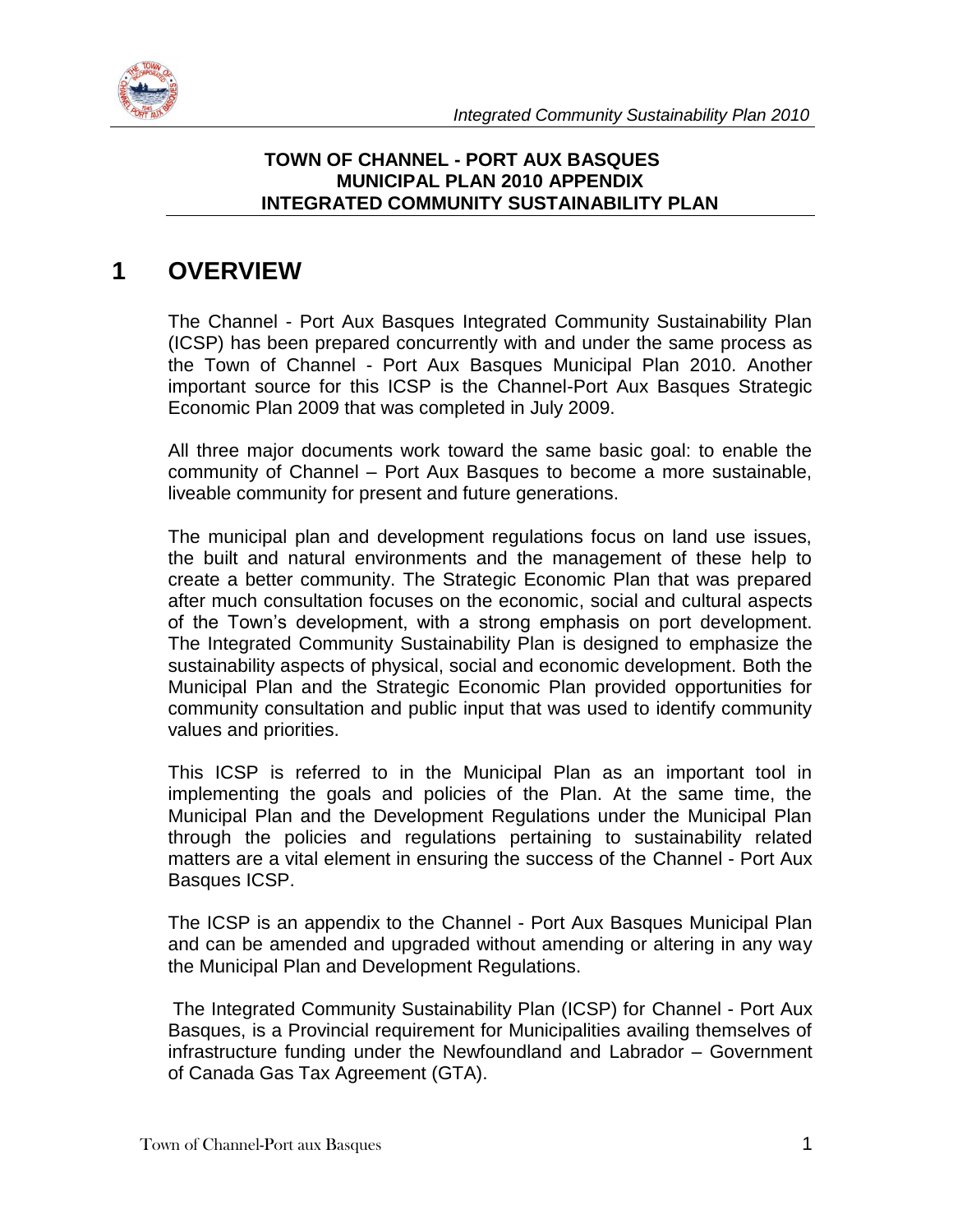**TOWN OF CHANNEL - PORT AUX BASQUES**
**MUNICIPAL PLAN 2010 APPENDIX**
**INTEGRATED COMMUNITY SUSTAINABILITY PLAN**

# 1 OVERVIEW

The Channel - Port Aux Basques Integrated Community Sustainability Plan (ICSP) has been prepared concurrently with and under the same process as the Town of Channel - Port Aux Basques Municipal Plan 2010. Another important source for this ICSP is the Channel-Port Aux Basques Strategic Economic Plan 2009 that was completed in July 2009.

All three major documents work toward the same basic goal: to enable the community of Channel – Port Aux Basques to become a more sustainable, liveable community for present and future generations.

The municipal plan and development regulations focus on land use issues, the built and natural environments and the management of these help to create a better community. The Strategic Economic Plan that was prepared after much consultation focuses on the economic, social and cultural aspects of the Town's development, with a strong emphasis on port development. The Integrated Community Sustainability Plan is designed to emphasize the sustainability aspects of physical, social and economic development. Both the Municipal Plan and the Strategic Economic Plan provided opportunities for community consultation and public input that was used to identify community values and priorities.

This ICSP is referred to in the Municipal Plan as an important tool in implementing the goals and policies of the Plan. At the same time, the Municipal Plan and the Development Regulations under the Municipal Plan through the policies and regulations pertaining to sustainability related matters are a vital element in ensuring the success of the Channel - Port Aux Basques ICSP.

The ICSP is an appendix to the Channel - Port Aux Basques Municipal Plan and can be amended and upgraded without amending or altering in any way the Municipal Plan and Development Regulations.

The Integrated Community Sustainability Plan (ICSP) for Channel - Port Aux Basques, is a Provincial requirement for Municipalities availing themselves of infrastructure funding under the Newfoundland and Labrador – Government of Canada Gas Tax Agreement (GTA).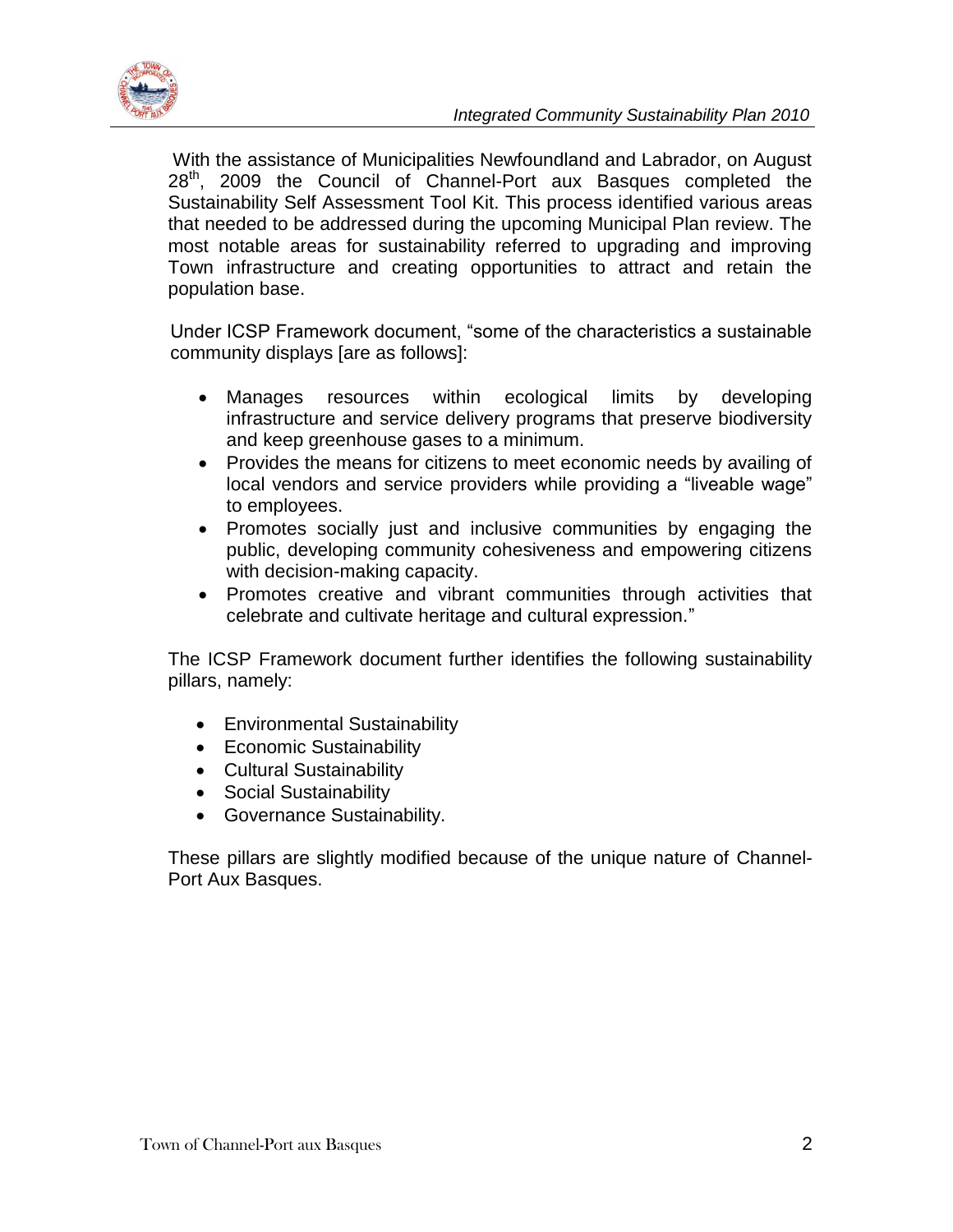With the assistance of Municipalities Newfoundland and Labrador, on August 28[th], 2009 the Council of Channel-Port aux Basques completed the Sustainability Self Assessment Tool Kit. This process identified various areas that needed to be addressed during the upcoming Municipal Plan review. The most notable areas for sustainability referred to upgrading and improving Town infrastructure and creating opportunities to attract and retain the population base.

Under ICSP Framework document, "some of the characteristics a sustainable community displays [are as follows]:

- Manages resources within ecological limits by developing infrastructure and service delivery programs that preserve biodiversity and keep greenhouse gases to a minimum.
- Provides the means for citizens to meet economic needs by availing of local vendors and service providers while providing a "liveable wage" to employees.
- Promotes socially just and inclusive communities by engaging the public, developing community cohesiveness and empowering citizens with decision-making capacity.
- Promotes creative and vibrant communities through activities that celebrate and cultivate heritage and cultural expression."

The ICSP Framework document further identifies the following sustainability pillars, namely:

- Environmental Sustainability
- Economic Sustainability
- Cultural Sustainability
- Social Sustainability
- Governance Sustainability.

These pillars are slightly modified because of the unique nature of Channel-Port Aux Basques.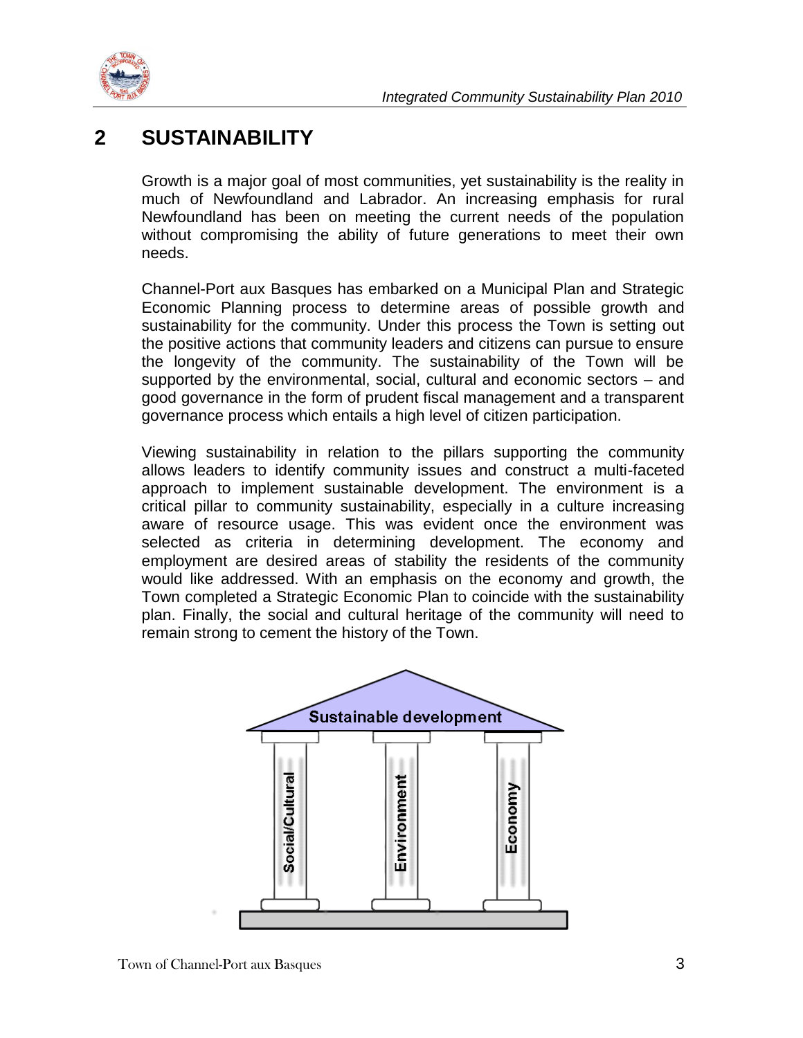# 2 SUSTAINABILITY

Growth is a major goal of most communities, yet sustainability is the reality in much of Newfoundland and Labrador. An increasing emphasis for rural Newfoundland has been on meeting the current needs of the population without compromising the ability of future generations to meet their own needs.

Channel-Port aux Basques has embarked on a Municipal Plan and Strategic Economic Planning process to determine areas of possible growth and sustainability for the community. Under this process the Town is setting out the positive actions that community leaders and citizens can pursue to ensure the longevity of the community. The sustainability of the Town will be supported by the environmental, social, cultural and economic sectors – and good governance in the form of prudent fiscal management and a transparent governance process which entails a high level of citizen participation.

Viewing sustainability in relation to the pillars supporting the community allows leaders to identify community issues and construct a multi-faceted approach to implement sustainable development. The environment is a critical pillar to community sustainability, especially in a culture increasing aware of resource usage. This was evident once the environment was selected as criteria in determining development. The economy and employment are desired areas of stability the residents of the community would like addressed. With an emphasis on the economy and growth, the Town completed a Strategic Economic Plan to coincide with the sustainability plan. Finally, the social and cultural heritage of the community will need to remain strong to cement the history of the Town.

Sustainable development

Social/Cultural | Environment | Economy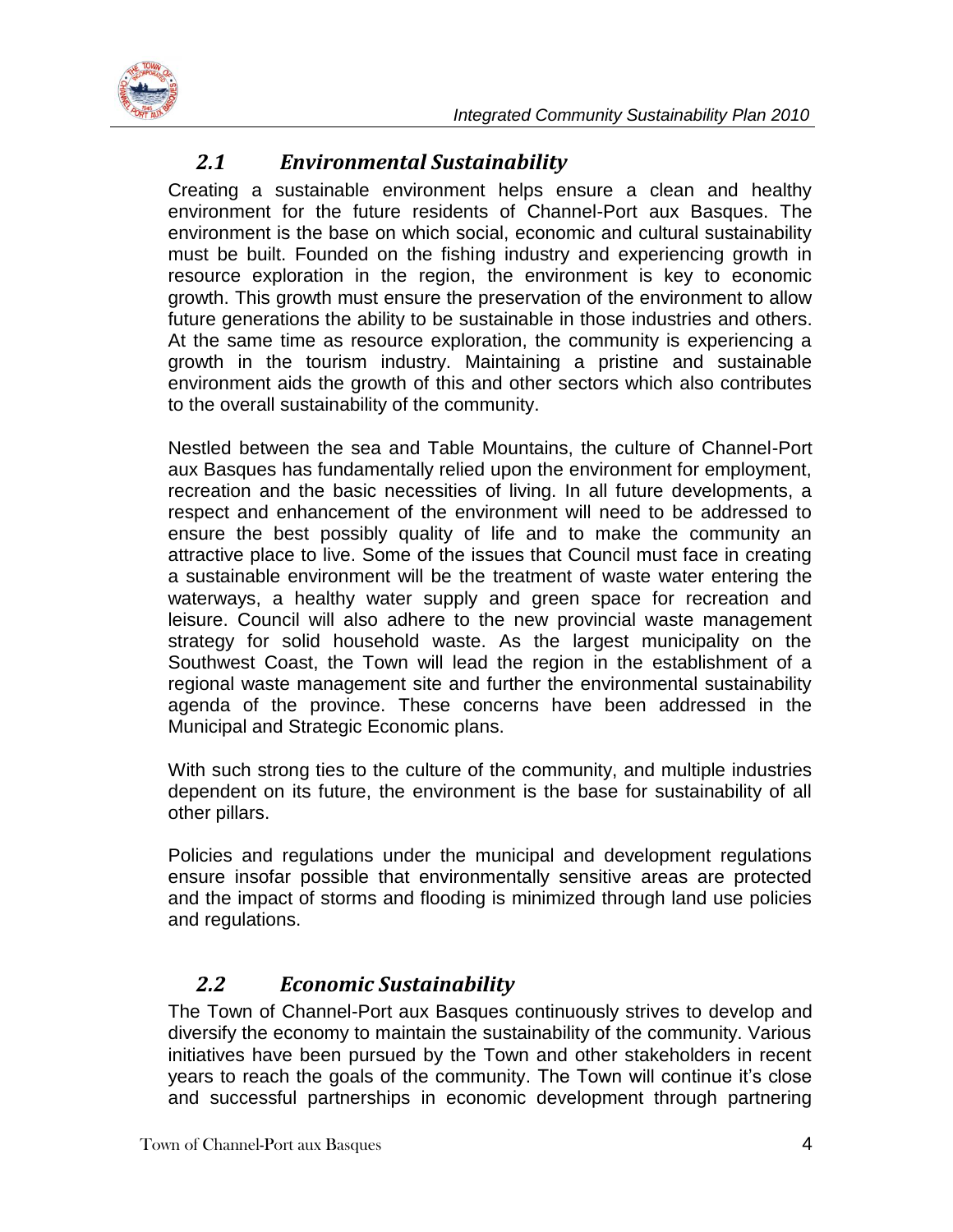## 2.1 Environmental Sustainability

Creating a sustainable environment helps ensure a clean and healthy environment for the future residents of Channel-Port aux Basques. The environment is the base on which social, economic and cultural sustainability must be built. Founded on the fishing industry and experiencing growth in resource exploration in the region, the environment is key to economic growth. This growth must ensure the preservation of the environment to allow future generations the ability to be sustainable in those industries and others. At the same time as resource exploration, the community is experiencing a growth in the tourism industry. Maintaining a pristine and sustainable environment aids the growth of this and other sectors which also contributes to the overall sustainability of the community.

Nestled between the sea and Table Mountains, the culture of Channel-Port aux Basques has fundamentally relied upon the environment for employment, recreation and the basic necessities of living. In all future developments, a respect and enhancement of the environment will need to be addressed to ensure the best possibly quality of life and to make the community an attractive place to live. Some of the issues that Council must face in creating a sustainable environment will be the treatment of waste water entering the waterways, a healthy water supply and green space for recreation and leisure. Council will also adhere to the new provincial waste management strategy for solid household waste. As the largest municipality on the Southwest Coast, the Town will lead the region in the establishment of a regional waste management site and further the environmental sustainability agenda of the province. These concerns have been addressed in the Municipal and Strategic Economic plans.

With such strong ties to the culture of the community, and multiple industries dependent on its future, the environment is the base for sustainability of all other pillars.

Policies and regulations under the municipal and development regulations ensure insofar possible that environmentally sensitive areas are protected and the impact of storms and flooding is minimized through land use policies and regulations.

## 2.2 Economic Sustainability

The Town of Channel-Port aux Basques continuously strives to develop and diversify the economy to maintain the sustainability of the community. Various initiatives have been pursued by the Town and other stakeholders in recent years to reach the goals of the community. The Town will continue it's close and successful partnerships in economic development through partnering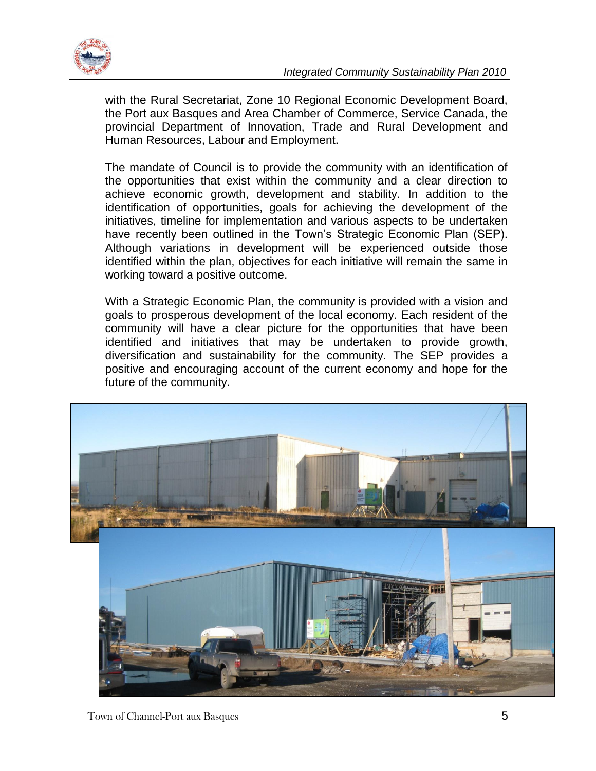with the Rural Secretariat, Zone 10 Regional Economic Development Board, the Port aux Basques and Area Chamber of Commerce, Service Canada, the provincial Department of Innovation, Trade and Rural Development and Human Resources, Labour and Employment.

The mandate of Council is to provide the community with an identification of the opportunities that exist within the community and a clear direction to achieve economic growth, development and stability. In addition to the identification of opportunities, goals for achieving the development of the initiatives, timeline for implementation and various aspects to be undertaken have recently been outlined in the Town's Strategic Economic Plan (SEP). Although variations in development will be experienced outside those identified within the plan, objectives for each initiative will remain the same in working toward a positive outcome.

With a Strategic Economic Plan, the community is provided with a vision and goals to prosperous development of the local economy. Each resident of the community will have a clear picture for the opportunities that have been identified and initiatives that may be undertaken to provide growth, diversification and sustainability for the community. The SEP provides a positive and encouraging account of the current economy and hope for the future of the community.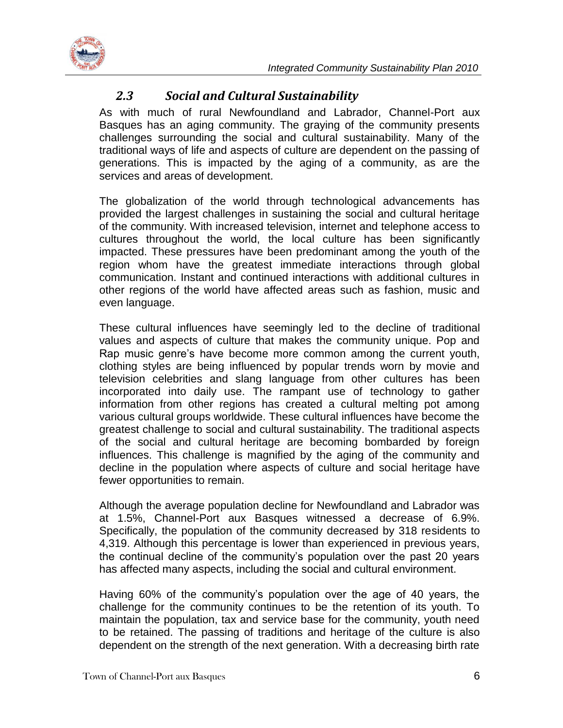## *2.3 Social and Cultural Sustainability*

As with much of rural Newfoundland and Labrador, Channel-Port aux Basques has an aging community. The graying of the community presents challenges surrounding the social and cultural sustainability. Many of the traditional ways of life and aspects of culture are dependent on the passing of generations. This is impacted by the aging of a community, as are the services and areas of development.

The globalization of the world through technological advancements has provided the largest challenges in sustaining the social and cultural heritage of the community. With increased television, internet and telephone access to cultures throughout the world, the local culture has been significantly impacted. These pressures have been predominant among the youth of the region whom have the greatest immediate interactions through global communication. Instant and continued interactions with additional cultures in other regions of the world have affected areas such as fashion, music and even language.

These cultural influences have seemingly led to the decline of traditional values and aspects of culture that makes the community unique. Pop and Rap music genre's have become more common among the current youth, clothing styles are being influenced by popular trends worn by movie and television celebrities and slang language from other cultures has been incorporated into daily use. The rampant use of technology to gather information from other regions has created a cultural melting pot among various cultural groups worldwide. These cultural influences have become the greatest challenge to social and cultural sustainability. The traditional aspects of the social and cultural heritage are becoming bombarded by foreign influences. This challenge is magnified by the aging of the community and decline in the population where aspects of culture and social heritage have fewer opportunities to remain.

Although the average population decline for Newfoundland and Labrador was at 1.5%, Channel-Port aux Basques witnessed a decrease of 6.9%. Specifically, the population of the community decreased by 318 residents to 4,319. Although this percentage is lower than experienced in previous years, the continual decline of the community's population over the past 20 years has affected many aspects, including the social and cultural environment.

Having 60% of the community's population over the age of 40 years, the challenge for the community continues to be the retention of its youth. To maintain the population, tax and service base for the community, youth need to be retained. The passing of traditions and heritage of the culture is also dependent on the strength of the next generation. With a decreasing birth rate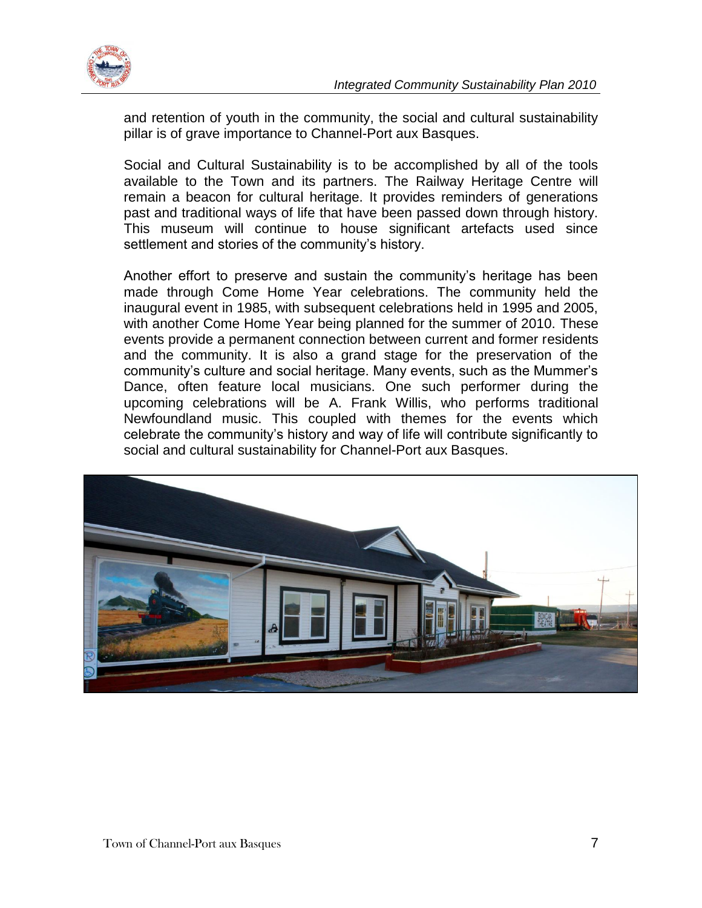and retention of youth in the community, the social and cultural sustainability pillar is of grave importance to Channel-Port aux Basques.

Social and Cultural Sustainability is to be accomplished by all of the tools available to the Town and its partners. The Railway Heritage Centre will remain a beacon for cultural heritage. It provides reminders of generations past and traditional ways of life that have been passed down through history. This museum will continue to house significant artefacts used since settlement and stories of the community's history.

Another effort to preserve and sustain the community's heritage has been made through Come Home Year celebrations. The community held the inaugural event in 1985, with subsequent celebrations held in 1995 and 2005, with another Come Home Year being planned for the summer of 2010. These events provide a permanent connection between current and former residents and the community. It is also a grand stage for the preservation of the community's culture and social heritage. Many events, such as the Mummer's Dance, often feature local musicians. One such performer during the upcoming celebrations will be A. Frank Willis, who performs traditional Newfoundland music. This coupled with themes for the events which celebrate the community's history and way of life will contribute significantly to social and cultural sustainability for Channel-Port aux Basques.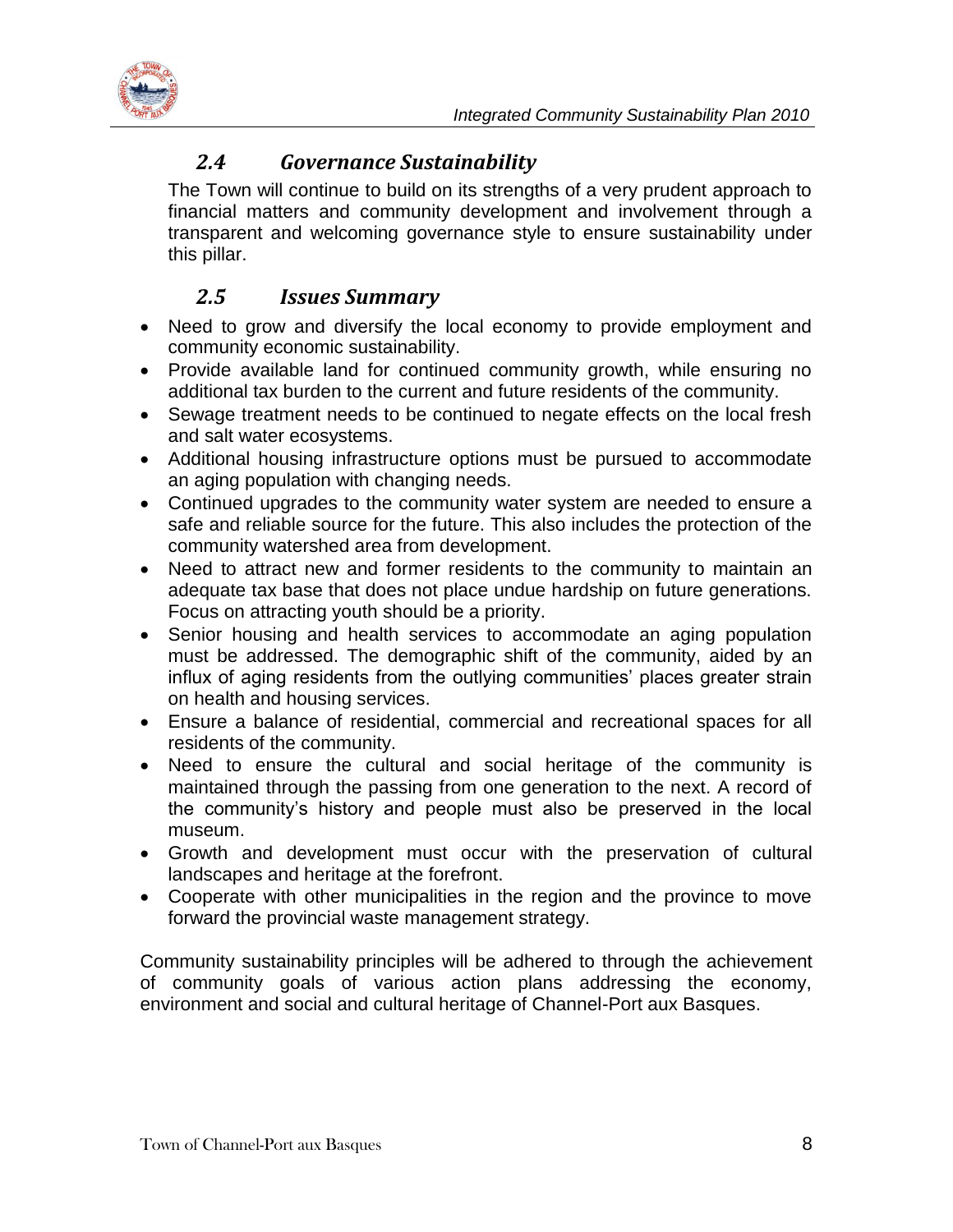## 2.4 Governance Sustainability

The Town will continue to build on its strengths of a very prudent approach to financial matters and community development and involvement through a transparent and welcoming governance style to ensure sustainability under this pillar.

## 2.5 Issues Summary

- Need to grow and diversify the local economy to provide employment and community economic sustainability.
- Provide available land for continued community growth, while ensuring no additional tax burden to the current and future residents of the community.
- Sewage treatment needs to be continued to negate effects on the local fresh and salt water ecosystems.
- Additional housing infrastructure options must be pursued to accommodate an aging population with changing needs.
- Continued upgrades to the community water system are needed to ensure a safe and reliable source for the future. This also includes the protection of the community watershed area from development.
- Need to attract new and former residents to the community to maintain an adequate tax base that does not place undue hardship on future generations. Focus on attracting youth should be a priority.
- Senior housing and health services to accommodate an aging population must be addressed. The demographic shift of the community, aided by an influx of aging residents from the outlying communities' places greater strain on health and housing services.
- Ensure a balance of residential, commercial and recreational spaces for all residents of the community.
- Need to ensure the cultural and social heritage of the community is maintained through the passing from one generation to the next. A record of the community's history and people must also be preserved in the local museum.
- Growth and development must occur with the preservation of cultural landscapes and heritage at the forefront.
- Cooperate with other municipalities in the region and the province to move forward the provincial waste management strategy.

Community sustainability principles will be adhered to through the achievement of community goals of various action plans addressing the economy, environment and social and cultural heritage of Channel-Port aux Basques.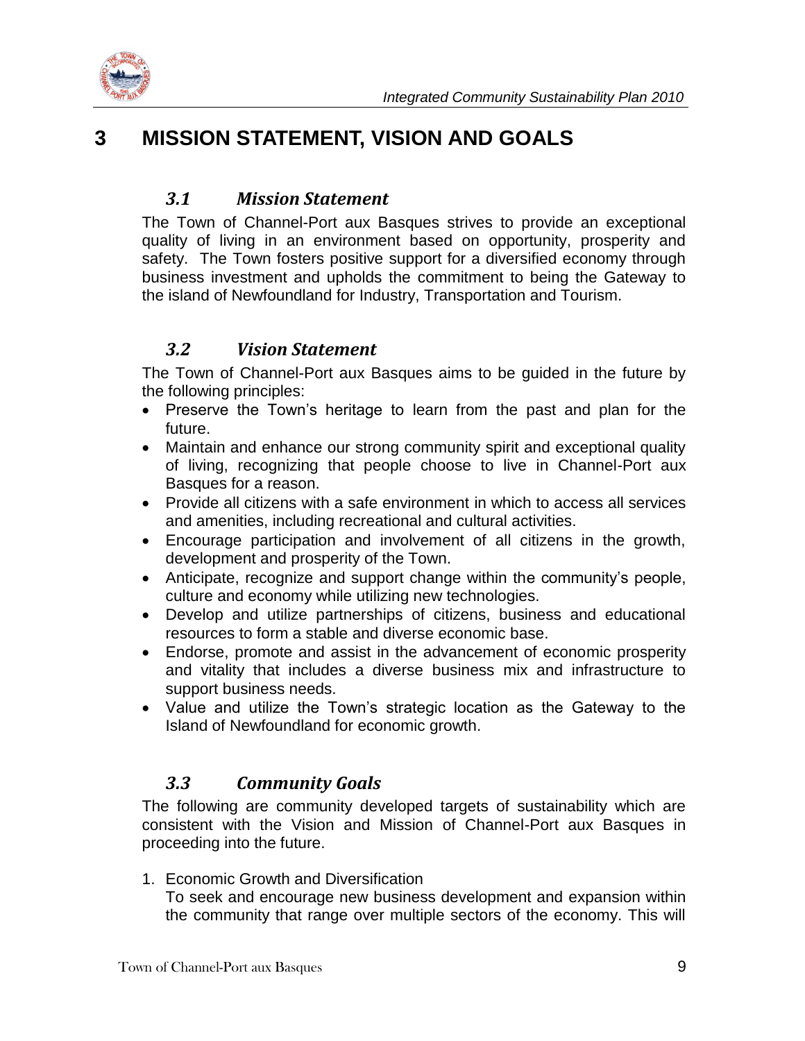# 3 MISSION STATEMENT, VISION AND GOALS

## *3.1 Mission Statement*

The Town of Channel-Port aux Basques strives to provide an exceptional quality of living in an environment based on opportunity, prosperity and safety. The Town fosters positive support for a diversified economy through business investment and upholds the commitment to being the Gateway to the island of Newfoundland for Industry, Transportation and Tourism.

## *3.2 Vision Statement*

The Town of Channel-Port aux Basques aims to be guided in the future by the following principles:

- Preserve the Town's heritage to learn from the past and plan for the future.
- Maintain and enhance our strong community spirit and exceptional quality of living, recognizing that people choose to live in Channel-Port aux Basques for a reason.
- Provide all citizens with a safe environment in which to access all services and amenities, including recreational and cultural activities.
- Encourage participation and involvement of all citizens in the growth, development and prosperity of the Town.
- Anticipate, recognize and support change within the community's people, culture and economy while utilizing new technologies.
- Develop and utilize partnerships of citizens, business and educational resources to form a stable and diverse economic base.
- Endorse, promote and assist in the advancement of economic prosperity and vitality that includes a diverse business mix and infrastructure to support business needs.
- Value and utilize the Town's strategic location as the Gateway to the Island of Newfoundland for economic growth.

## *3.3 Community Goals*

The following are community developed targets of sustainability which are consistent with the Vision and Mission of Channel-Port aux Basques in proceeding into the future.

1. Economic Growth and Diversification
   To seek and encourage new business development and expansion within the community that range over multiple sectors of the economy. This will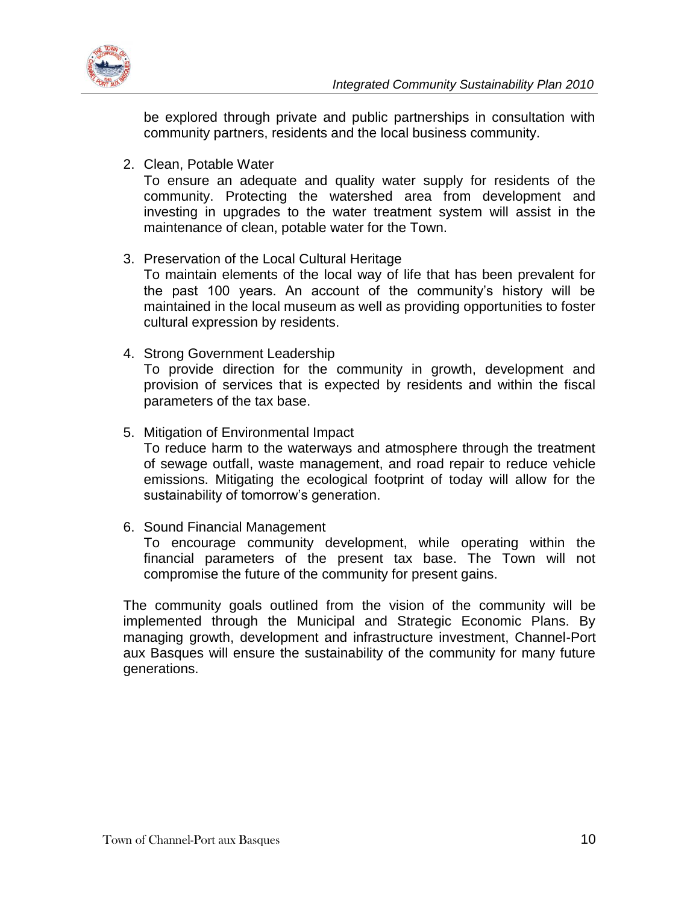be explored through private and public partnerships in consultation with community partners, residents and the local business community.

2. Clean, Potable Water
   To ensure an adequate and quality water supply for residents of the community. Protecting the watershed area from development and investing in upgrades to the water treatment system will assist in the maintenance of clean, potable water for the Town.

3. Preservation of the Local Cultural Heritage
   To maintain elements of the local way of life that has been prevalent for the past 100 years. An account of the community's history will be maintained in the local museum as well as providing opportunities to foster cultural expression by residents.

4. Strong Government Leadership
   To provide direction for the community in growth, development and provision of services that is expected by residents and within the fiscal parameters of the tax base.

5. Mitigation of Environmental Impact
   To reduce harm to the waterways and atmosphere through the treatment of sewage outfall, waste management, and road repair to reduce vehicle emissions. Mitigating the ecological footprint of today will allow for the sustainability of tomorrow's generation.

6. Sound Financial Management
   To encourage community development, while operating within the financial parameters of the present tax base. The Town will not compromise the future of the community for present gains.

The community goals outlined from the vision of the community will be implemented through the Municipal and Strategic Economic Plans. By managing growth, development and infrastructure investment, Channel-Port aux Basques will ensure the sustainability of the community for many future generations.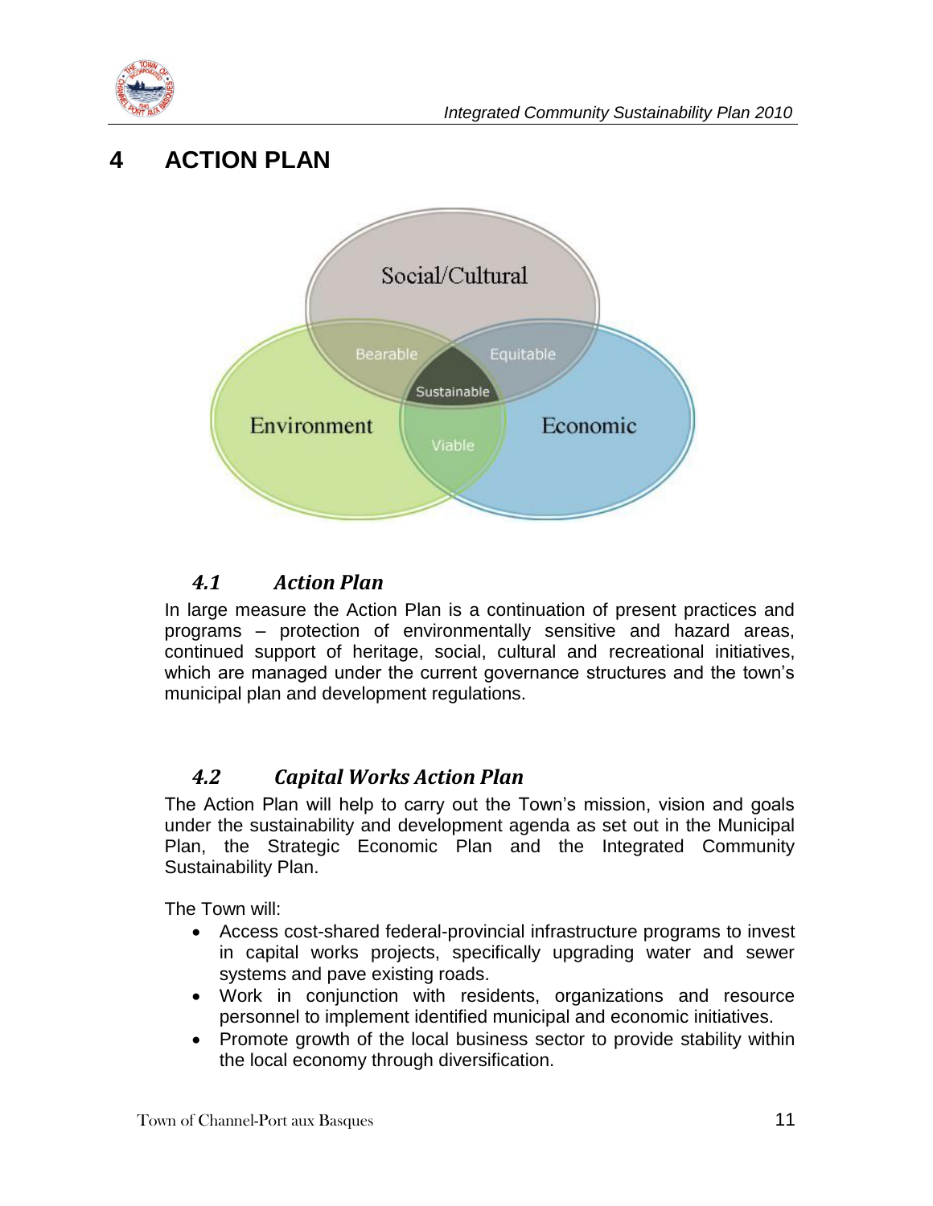# 4 ACTION PLAN

## 4.1 Action Plan

In large measure the Action Plan is a continuation of present practices and programs – protection of environmentally sensitive and hazard areas, continued support of heritage, social, cultural and recreational initiatives, which are managed under the current governance structures and the town's municipal plan and development regulations.

## 4.2 Capital Works Action Plan

The Action Plan will help to carry out the Town's mission, vision and goals under the sustainability and development agenda as set out in the Municipal Plan, the Strategic Economic Plan and the Integrated Community Sustainability Plan.

The Town will:

- Access cost-shared federal-provincial infrastructure programs to invest in capital works projects, specifically upgrading water and sewer systems and pave existing roads.
- Work in conjunction with residents, organizations and resource personnel to implement identified municipal and economic initiatives.
- Promote growth of the local business sector to provide stability within the local economy through diversification.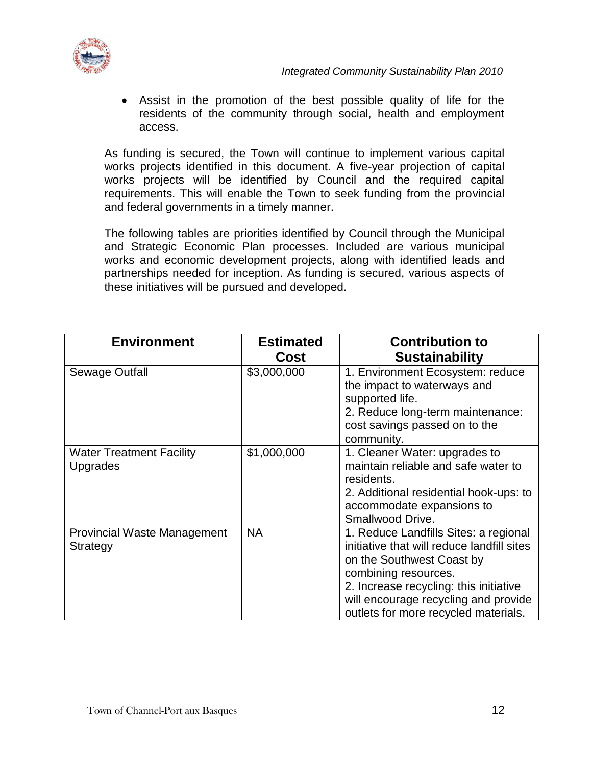- Assist in the promotion of the best possible quality of life for the residents of the community through social, health and employment access.

As funding is secured, the Town will continue to implement various capital works projects identified in this document. A five-year projection of capital works projects will be identified by Council and the required capital requirements. This will enable the Town to seek funding from the provincial and federal governments in a timely manner.

The following tables are priorities identified by Council through the Municipal and Strategic Economic Plan processes. Included are various municipal works and economic development projects, along with identified leads and partnerships needed for inception. As funding is secured, various aspects of these initiatives will be pursued and developed.

| Environment | Estimated Cost | Contribution to Sustainability |
| --- | --- | --- |
| Sewage Outfall | $3,000,000 | 1. Environment Ecosystem: reduce the impact to waterways and supported life.<br>2. Reduce long-term maintenance: cost savings passed on to the community. |
| Water Treatment Facility Upgrades | $1,000,000 | 1. Cleaner Water: upgrades to maintain reliable and safe water to residents.<br>2. Additional residential hook-ups: to accommodate expansions to Smallwood Drive. |
| Provincial Waste Management Strategy | NA | 1. Reduce Landfills Sites: a regional initiative that will reduce landfill sites on the Southwest Coast by combining resources.<br>2. Increase recycling: this initiative will encourage recycling and provide outlets for more recycled materials. |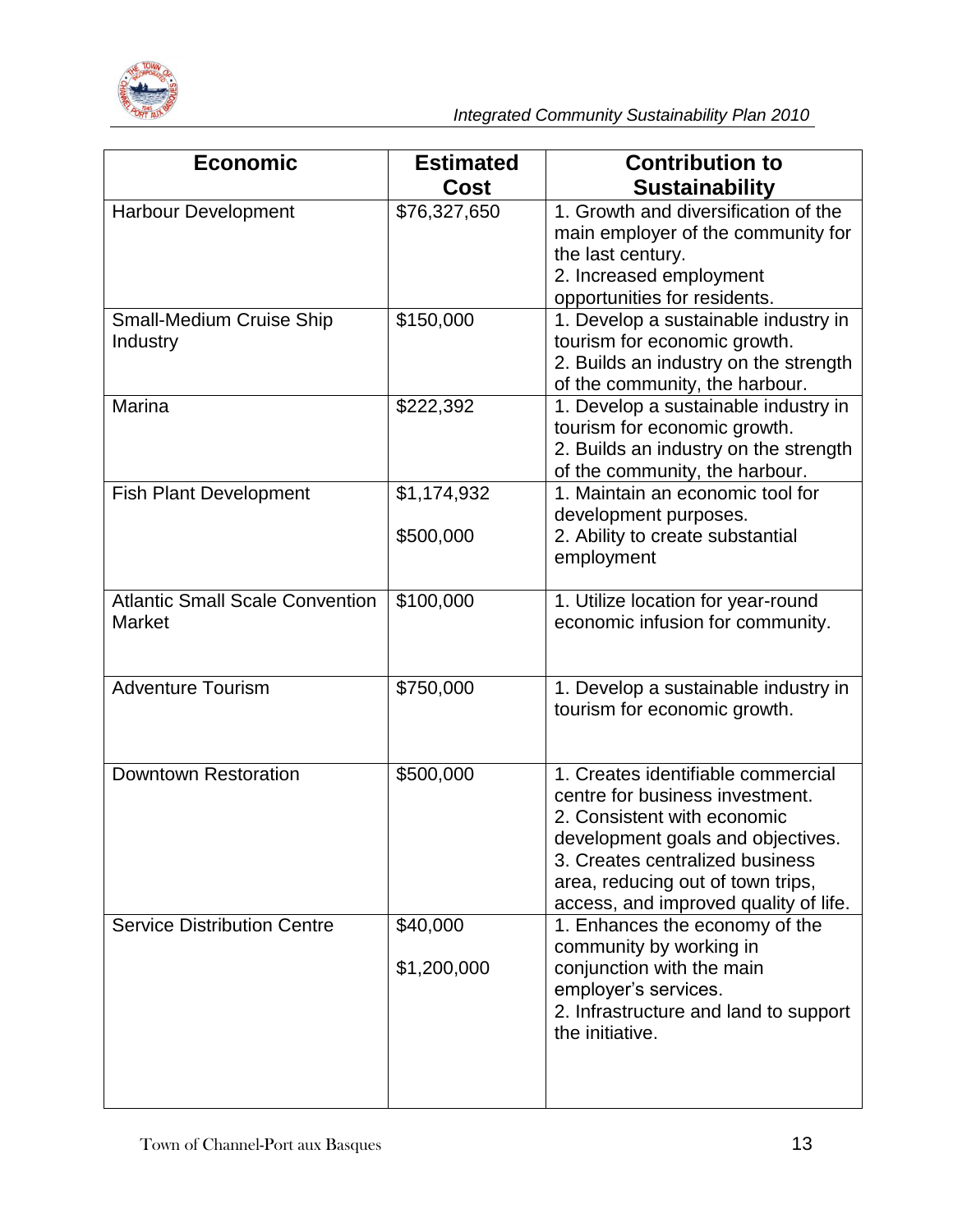| Economic | Estimated Cost | Contribution to Sustainability |
|---|---|---|
| Harbour Development | $76,327,650 | 1. Growth and diversification of the main employer of the community for the last century.<br>2. Increased employment opportunities for residents. |
| Small-Medium Cruise Ship Industry | $150,000 | 1. Develop a sustainable industry in tourism for economic growth.<br>2. Builds an industry on the strength of the community, the harbour. |
| Marina | $222,392 | 1. Develop a sustainable industry in tourism for economic growth.<br>2. Builds an industry on the strength of the community, the harbour. |
| Fish Plant Development | $1,174,932<br><br>$500,000 | 1. Maintain an economic tool for development purposes.<br>2. Ability to create substantial employment |
| Atlantic Small Scale Convention Market | $100,000 | 1. Utilize location for year-round economic infusion for community. |
| Adventure Tourism | $750,000 | 1. Develop a sustainable industry in tourism for economic growth. |
| Downtown Restoration | $500,000 | 1. Creates identifiable commercial centre for business investment.<br>2. Consistent with economic development goals and objectives.<br>3. Creates centralized business area, reducing out of town trips, access, and improved quality of life. |
| Service Distribution Centre | $40,000<br><br>$1,200,000 | 1. Enhances the economy of the community by working in conjunction with the main employer's services.<br>2. Infrastructure and land to support the initiative. |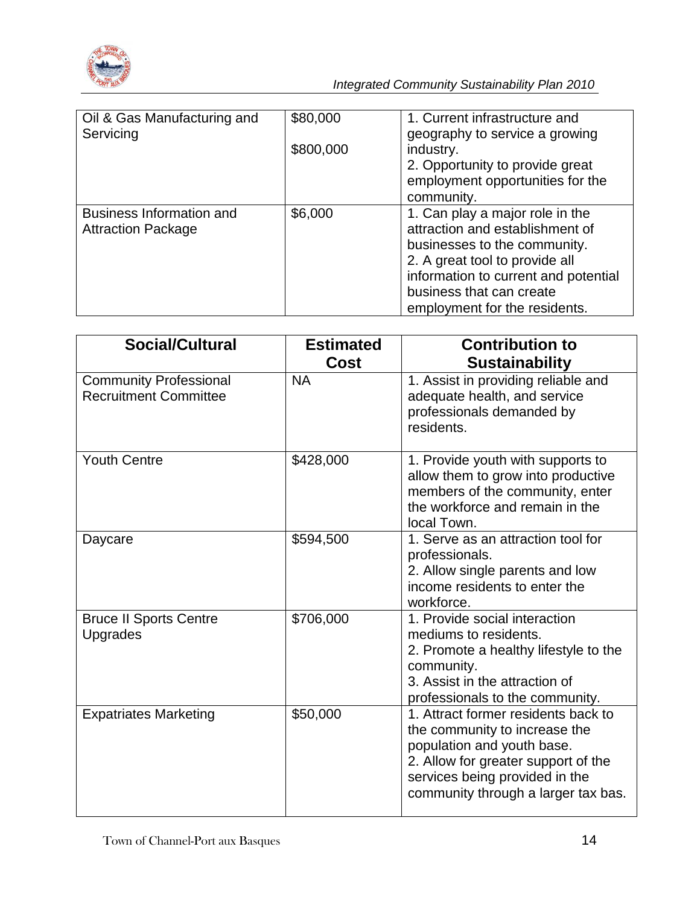| Oil & Gas Manufacturing and Servicing | \$80,000<br><br>\$800,000 | 1. Current infrastructure and geography to service a growing industry.<br>2. Opportunity to provide great employment opportunities for the community. |
|---|---|---|
| Business Information and Attraction Package | \$6,000 | 1. Can play a major role in the attraction and establishment of businesses to the community.<br>2. A great tool to provide all information to current and potential business that can create employment for the residents. |

| Social/Cultural | Estimated Cost | Contribution to Sustainability |
|---|---|---|
| Community Professional Recruitment Committee | NA | 1. Assist in providing reliable and adequate health, and service professionals demanded by residents. |
| Youth Centre | \$428,000 | 1. Provide youth with supports to allow them to grow into productive members of the community, enter the workforce and remain in the local Town. |
| Daycare | \$594,500 | 1. Serve as an attraction tool for professionals.<br>2. Allow single parents and low income residents to enter the workforce. |
| Bruce II Sports Centre Upgrades | \$706,000 | 1. Provide social interaction mediums to residents.<br>2. Promote a healthy lifestyle to the community.<br>3. Assist in the attraction of professionals to the community. |
| Expatriates Marketing | \$50,000 | 1. Attract former residents back to the community to increase the population and youth base.<br>2. Allow for greater support of the services being provided in the community through a larger tax bas. |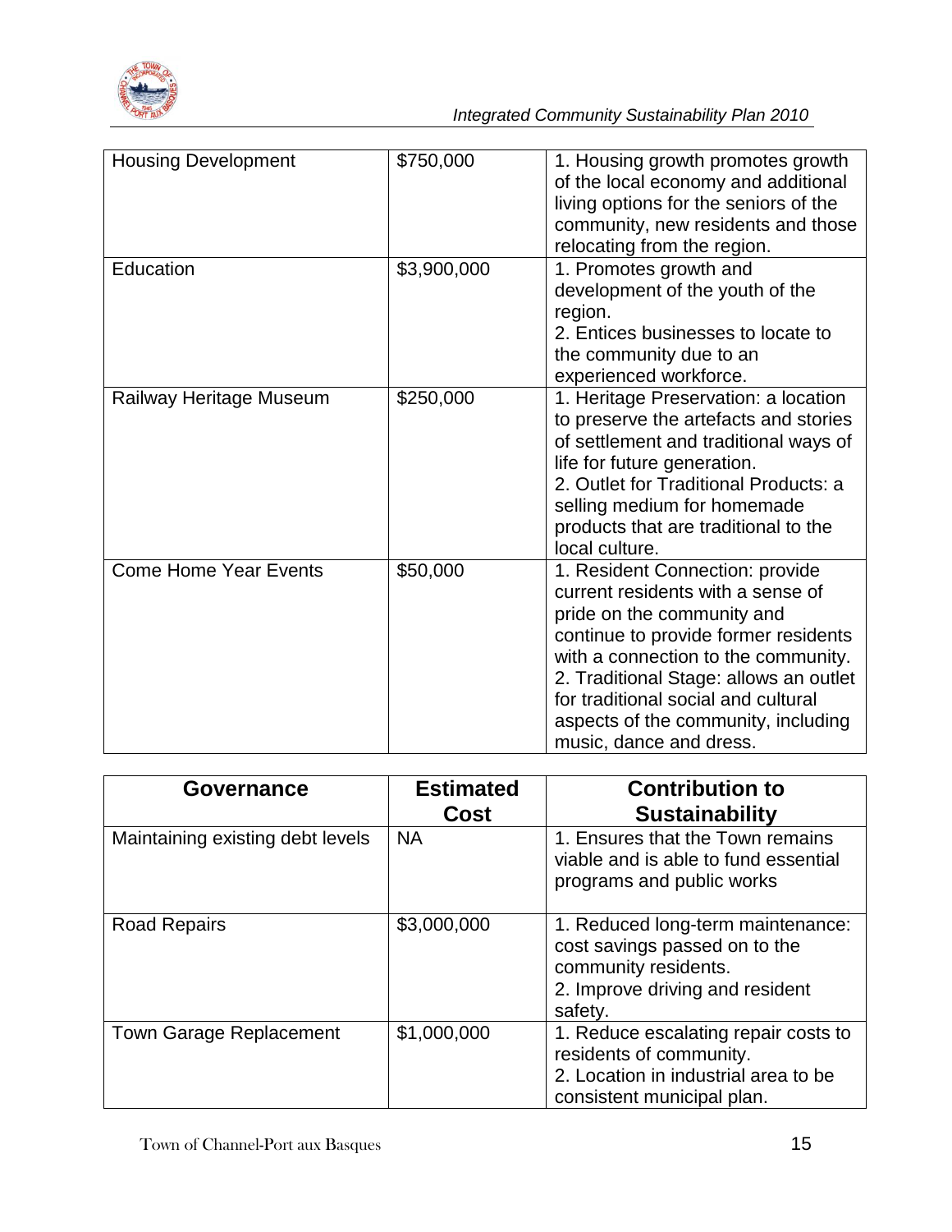| | | |
|---|---|---|
| Housing Development | $750,000 | 1. Housing growth promotes growth of the local economy and additional living options for the seniors of the community, new residents and those relocating from the region. |
| Education | $3,900,000 | 1. Promotes growth and development of the youth of the region.<br>2. Entices businesses to locate to the community due to an experienced workforce. |
| Railway Heritage Museum | $250,000 | 1. Heritage Preservation: a location to preserve the artefacts and stories of settlement and traditional ways of life for future generation.<br>2. Outlet for Traditional Products: a selling medium for homemade products that are traditional to the local culture. |
| Come Home Year Events | $50,000 | 1. Resident Connection: provide current residents with a sense of pride on the community and continue to provide former residents with a connection to the community.<br>2. Traditional Stage: allows an outlet for traditional social and cultural aspects of the community, including music, dance and dress. |

| Governance | Estimated Cost | Contribution to Sustainability |
|---|---|---|
| Maintaining existing debt levels | NA | 1. Ensures that the Town remains viable and is able to fund essential programs and public works |
| Road Repairs | $3,000,000 | 1. Reduced long-term maintenance: cost savings passed on to the community residents.<br>2. Improve driving and resident safety. |
| Town Garage Replacement | $1,000,000 | 1. Reduce escalating repair costs to residents of community.<br>2. Location in industrial area to be consistent municipal plan. |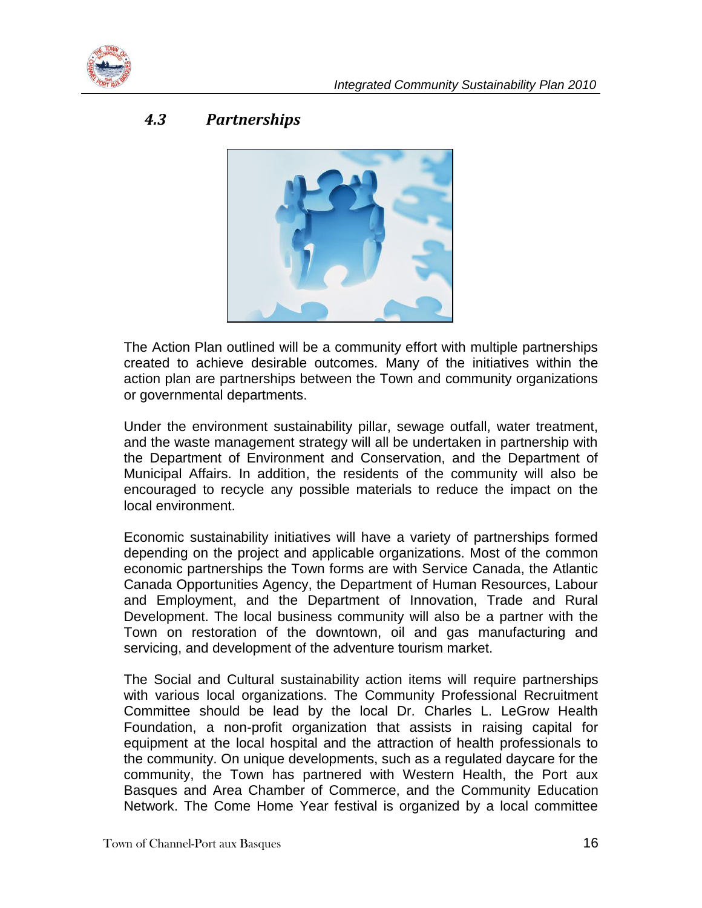### *4.3 Partnerships*

The Action Plan outlined will be a community effort with multiple partnerships created to achieve desirable outcomes. Many of the initiatives within the action plan are partnerships between the Town and community organizations or governmental departments.

Under the environment sustainability pillar, sewage outfall, water treatment, and the waste management strategy will all be undertaken in partnership with the Department of Environment and Conservation, and the Department of Municipal Affairs. In addition, the residents of the community will also be encouraged to recycle any possible materials to reduce the impact on the local environment.

Economic sustainability initiatives will have a variety of partnerships formed depending on the project and applicable organizations. Most of the common economic partnerships the Town forms are with Service Canada, the Atlantic Canada Opportunities Agency, the Department of Human Resources, Labour and Employment, and the Department of Innovation, Trade and Rural Development. The local business community will also be a partner with the Town on restoration of the downtown, oil and gas manufacturing and servicing, and development of the adventure tourism market.

The Social and Cultural sustainability action items will require partnerships with various local organizations. The Community Professional Recruitment Committee should be lead by the local Dr. Charles L. LeGrow Health Foundation, a non-profit organization that assists in raising capital for equipment at the local hospital and the attraction of health professionals to the community. On unique developments, such as a regulated daycare for the community, the Town has partnered with Western Health, the Port aux Basques and Area Chamber of Commerce, and the Community Education Network. The Come Home Year festival is organized by a local committee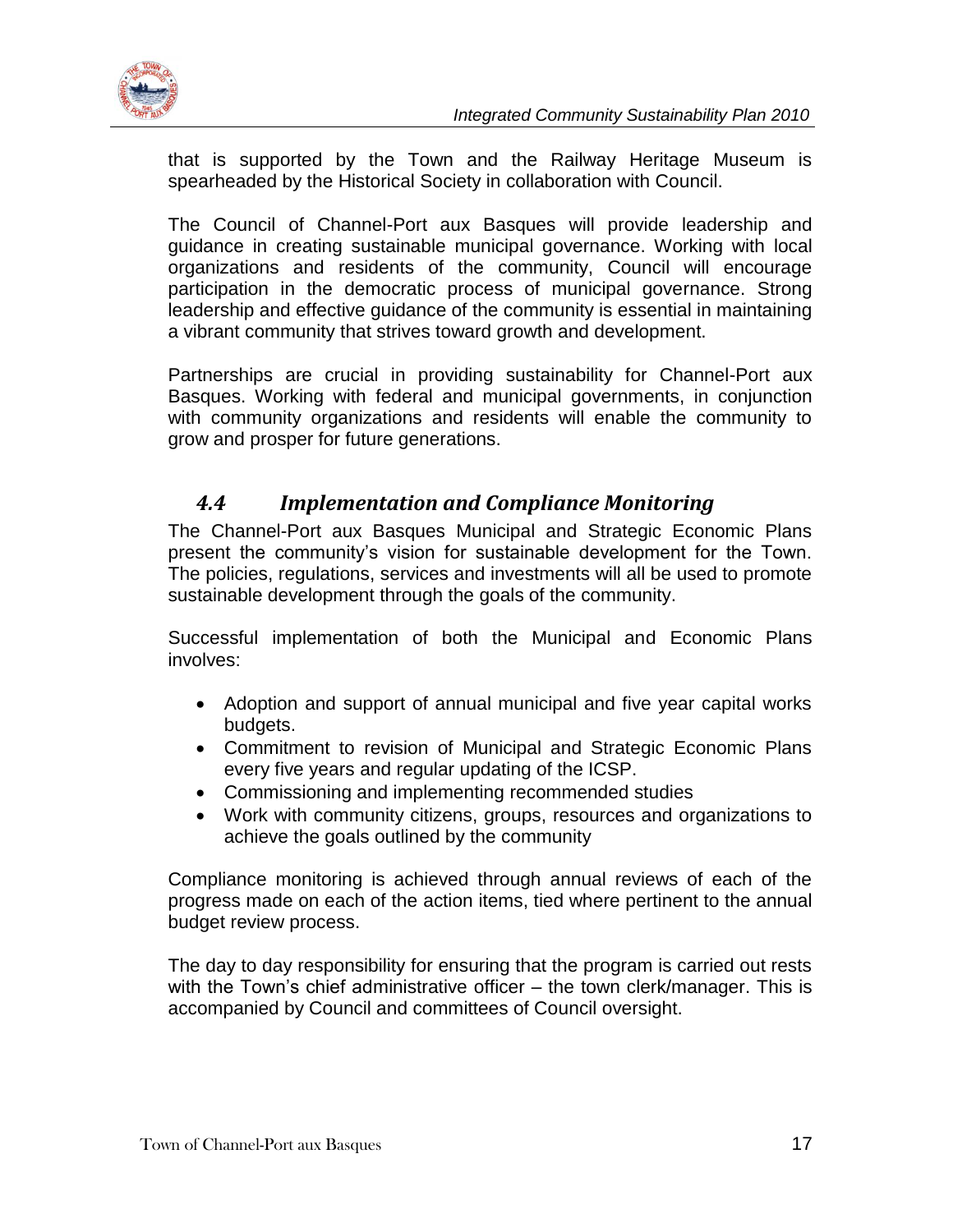that is supported by the Town and the Railway Heritage Museum is spearheaded by the Historical Society in collaboration with Council.

The Council of Channel-Port aux Basques will provide leadership and guidance in creating sustainable municipal governance. Working with local organizations and residents of the community, Council will encourage participation in the democratic process of municipal governance. Strong leadership and effective guidance of the community is essential in maintaining a vibrant community that strives toward growth and development.

Partnerships are crucial in providing sustainability for Channel-Port aux Basques. Working with federal and municipal governments, in conjunction with community organizations and residents will enable the community to grow and prosper for future generations.

## *4.4 Implementation and Compliance Monitoring*

The Channel-Port aux Basques Municipal and Strategic Economic Plans present the community's vision for sustainable development for the Town. The policies, regulations, services and investments will all be used to promote sustainable development through the goals of the community.

Successful implementation of both the Municipal and Economic Plans involves:

- Adoption and support of annual municipal and five year capital works budgets.
- Commitment to revision of Municipal and Strategic Economic Plans every five years and regular updating of the ICSP.
- Commissioning and implementing recommended studies
- Work with community citizens, groups, resources and organizations to achieve the goals outlined by the community

Compliance monitoring is achieved through annual reviews of each of the progress made on each of the action items, tied where pertinent to the annual budget review process.

The day to day responsibility for ensuring that the program is carried out rests with the Town's chief administrative officer – the town clerk/manager. This is accompanied by Council and committees of Council oversight.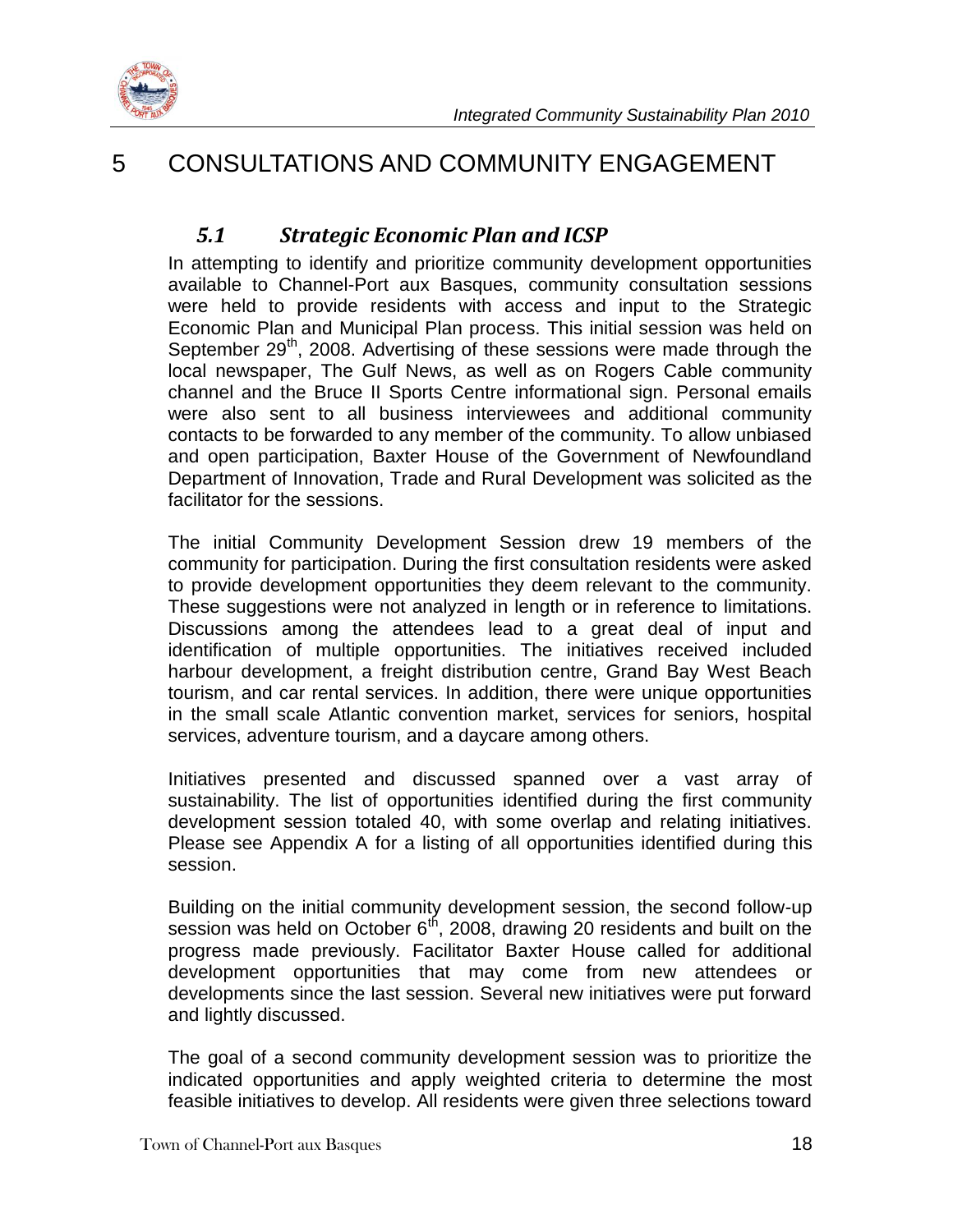# 5 CONSULTATIONS AND COMMUNITY ENGAGEMENT

## *5.1 Strategic Economic Plan and ICSP*

In attempting to identify and prioritize community development opportunities available to Channel-Port aux Basques, community consultation sessions were held to provide residents with access and input to the Strategic Economic Plan and Municipal Plan process. This initial session was held on September 29th, 2008. Advertising of these sessions were made through the local newspaper, The Gulf News, as well as on Rogers Cable community channel and the Bruce II Sports Centre informational sign. Personal emails were also sent to all business interviewees and additional community contacts to be forwarded to any member of the community. To allow unbiased and open participation, Baxter House of the Government of Newfoundland Department of Innovation, Trade and Rural Development was solicited as the facilitator for the sessions.

The initial Community Development Session drew 19 members of the community for participation. During the first consultation residents were asked to provide development opportunities they deem relevant to the community. These suggestions were not analyzed in length or in reference to limitations. Discussions among the attendees lead to a great deal of input and identification of multiple opportunities. The initiatives received included harbour development, a freight distribution centre, Grand Bay West Beach tourism, and car rental services. In addition, there were unique opportunities in the small scale Atlantic convention market, services for seniors, hospital services, adventure tourism, and a daycare among others.

Initiatives presented and discussed spanned over a vast array of sustainability. The list of opportunities identified during the first community development session totaled 40, with some overlap and relating initiatives. Please see Appendix A for a listing of all opportunities identified during this session.

Building on the initial community development session, the second follow-up session was held on October 6th, 2008, drawing 20 residents and built on the progress made previously. Facilitator Baxter House called for additional development opportunities that may come from new attendees or developments since the last session. Several new initiatives were put forward and lightly discussed.

The goal of a second community development session was to prioritize the indicated opportunities and apply weighted criteria to determine the most feasible initiatives to develop. All residents were given three selections toward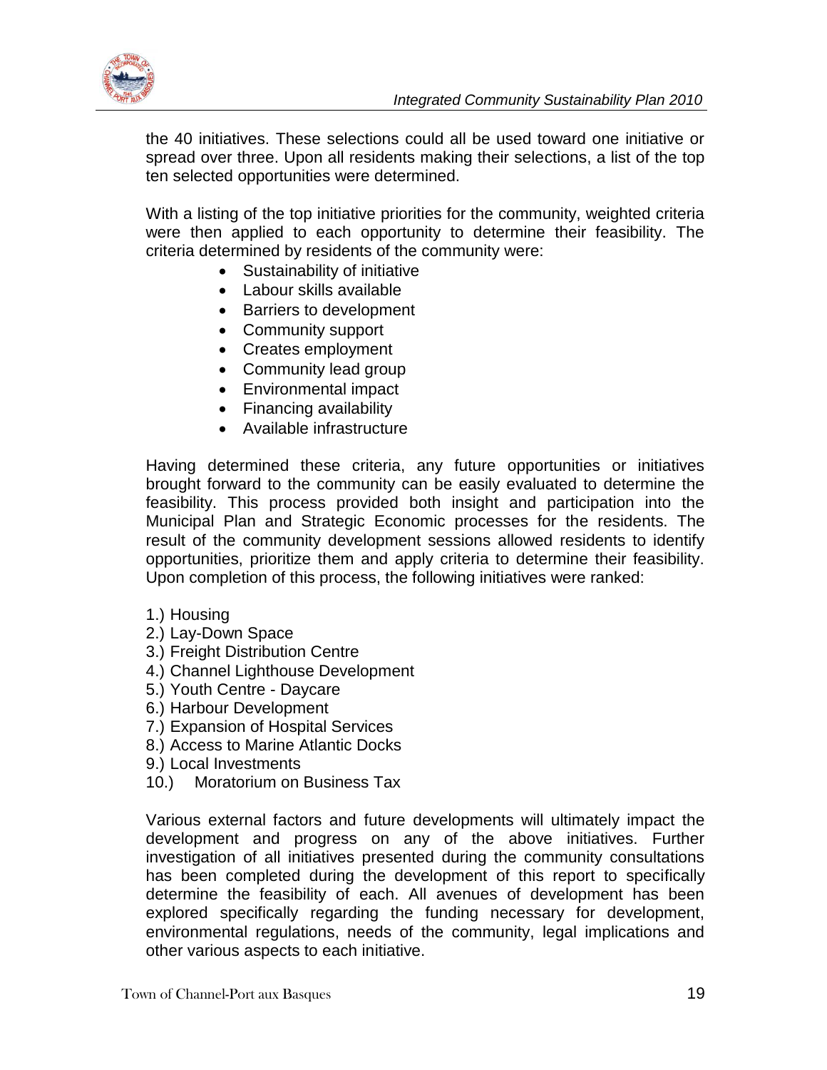the 40 initiatives. These selections could all be used toward one initiative or spread over three. Upon all residents making their selections, a list of the top ten selected opportunities were determined.

With a listing of the top initiative priorities for the community, weighted criteria were then applied to each opportunity to determine their feasibility. The criteria determined by residents of the community were:

- Sustainability of initiative
- Labour skills available
- Barriers to development
- Community support
- Creates employment
- Community lead group
- Environmental impact
- Financing availability
- Available infrastructure

Having determined these criteria, any future opportunities or initiatives brought forward to the community can be easily evaluated to determine the feasibility. This process provided both insight and participation into the Municipal Plan and Strategic Economic processes for the residents. The result of the community development sessions allowed residents to identify opportunities, prioritize them and apply criteria to determine their feasibility. Upon completion of this process, the following initiatives were ranked:

1.) Housing
2.) Lay-Down Space
3.) Freight Distribution Centre
4.) Channel Lighthouse Development
5.) Youth Centre - Daycare
6.) Harbour Development
7.) Expansion of Hospital Services
8.) Access to Marine Atlantic Docks
9.) Local Investments
10.) Moratorium on Business Tax

Various external factors and future developments will ultimately impact the development and progress on any of the above initiatives. Further investigation of all initiatives presented during the community consultations has been completed during the development of this report to specifically determine the feasibility of each. All avenues of development has been explored specifically regarding the funding necessary for development, environmental regulations, needs of the community, legal implications and other various aspects to each initiative.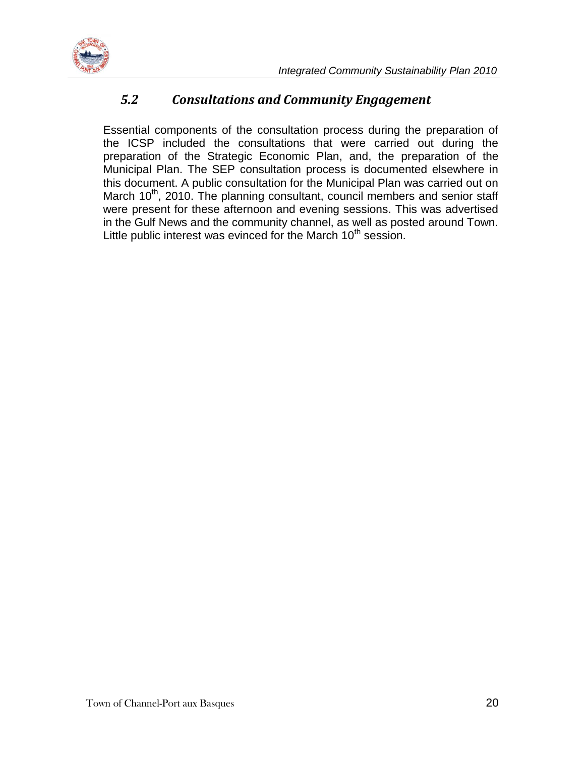## *5.2 Consultations and Community Engagement*

Essential components of the consultation process during the preparation of the ICSP included the consultations that were carried out during the preparation of the Strategic Economic Plan, and, the preparation of the Municipal Plan. The SEP consultation process is documented elsewhere in this document. A public consultation for the Municipal Plan was carried out on March 10th, 2010. The planning consultant, council members and senior staff were present for these afternoon and evening sessions. This was advertised in the Gulf News and the community channel, as well as posted around Town. Little public interest was evinced for the March 10th session.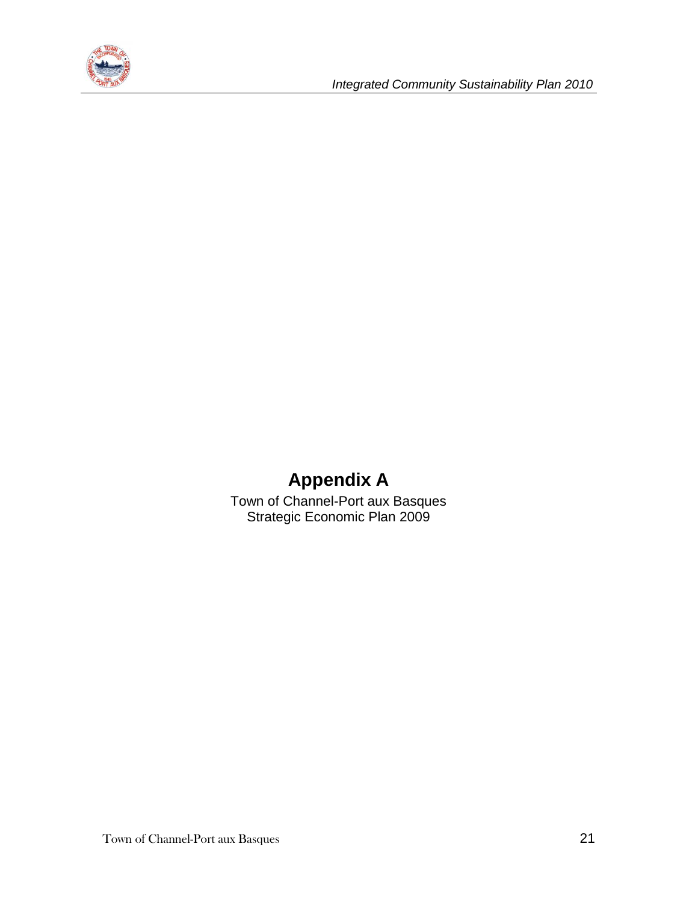# Appendix A

Town of Channel-Port aux Basques
Strategic Economic Plan 2009